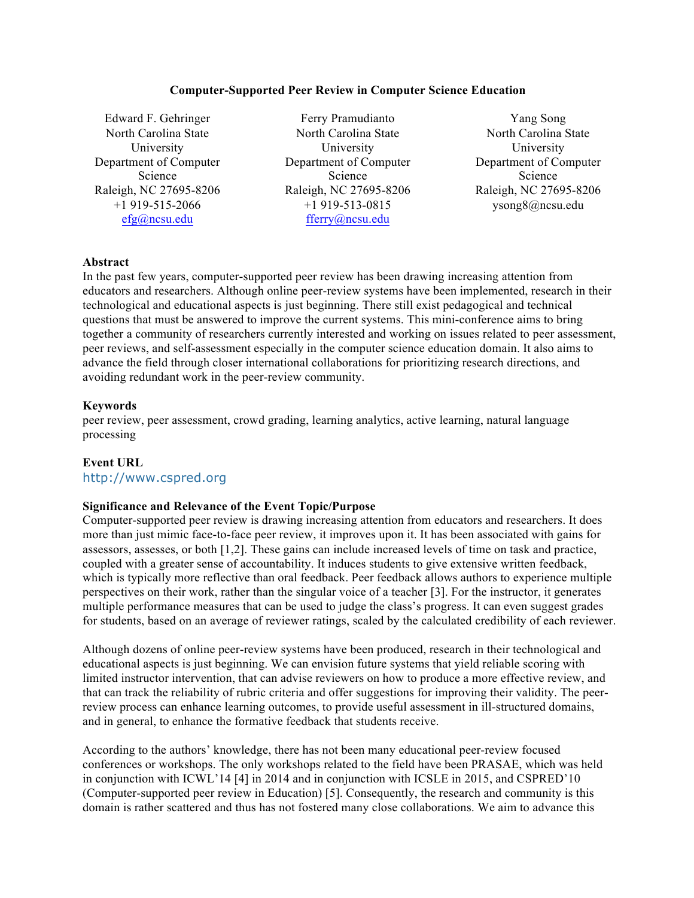# Computer-Supported Peer Review in Computer Science Education

Edward F. Gehringer
North Carolina State University
Department of Computer Science
Raleigh, NC 27695-8206
+1 919-515-2066
efg@ncsu.edu

Ferry Pramudianto
North Carolina State University
Department of Computer Science
Raleigh, NC 27695-8206
+1 919-513-0815
fferry@ncsu.edu

Yang Song
North Carolina State University
Department of Computer Science
Raleigh, NC 27695-8206
ysong8@ncsu.edu

### Abstract

In the past few years, computer-supported peer review has been drawing increasing attention from educators and researchers. Although online peer-review systems have been implemented, research in their technological and educational aspects is just beginning. There still exist pedagogical and technical questions that must be answered to improve the current systems. This mini-conference aims to bring together a community of researchers currently interested and working on issues related to peer assessment, peer reviews, and self-assessment especially in the computer science education domain. It also aims to advance the field through closer international collaborations for prioritizing research directions, and avoiding redundant work in the peer-review community.

### Keywords

peer review, peer assessment, crowd grading, learning analytics, active learning, natural language processing

### Event URL

http://www.cspred.org

### Significance and Relevance of the Event Topic/Purpose

Computer-supported peer review is drawing increasing attention from educators and researchers. It does more than just mimic face-to-face peer review, it improves upon it. It has been associated with gains for assessors, assesses, or both [1,2]. These gains can include increased levels of time on task and practice, coupled with a greater sense of accountability. It induces students to give extensive written feedback, which is typically more reflective than oral feedback. Peer feedback allows authors to experience multiple perspectives on their work, rather than the singular voice of a teacher [3]. For the instructor, it generates multiple performance measures that can be used to judge the class's progress. It can even suggest grades for students, based on an average of reviewer ratings, scaled by the calculated credibility of each reviewer.

Although dozens of online peer-review systems have been produced, research in their technological and educational aspects is just beginning. We can envision future systems that yield reliable scoring with limited instructor intervention, that can advise reviewers on how to produce a more effective review, and that can track the reliability of rubric criteria and offer suggestions for improving their validity. The peer-review process can enhance learning outcomes, to provide useful assessment in ill-structured domains, and in general, to enhance the formative feedback that students receive.

According to the authors' knowledge, there has not been many educational peer-review focused conferences or workshops. The only workshops related to the field have been PRASAE, which was held in conjunction with ICWL'14 [4] in 2014 and in conjunction with ICSLE in 2015, and CSPRED'10 (Computer-supported peer review in Education) [5]. Consequently, the research and community is this domain is rather scattered and thus has not fostered many close collaborations. We aim to advance this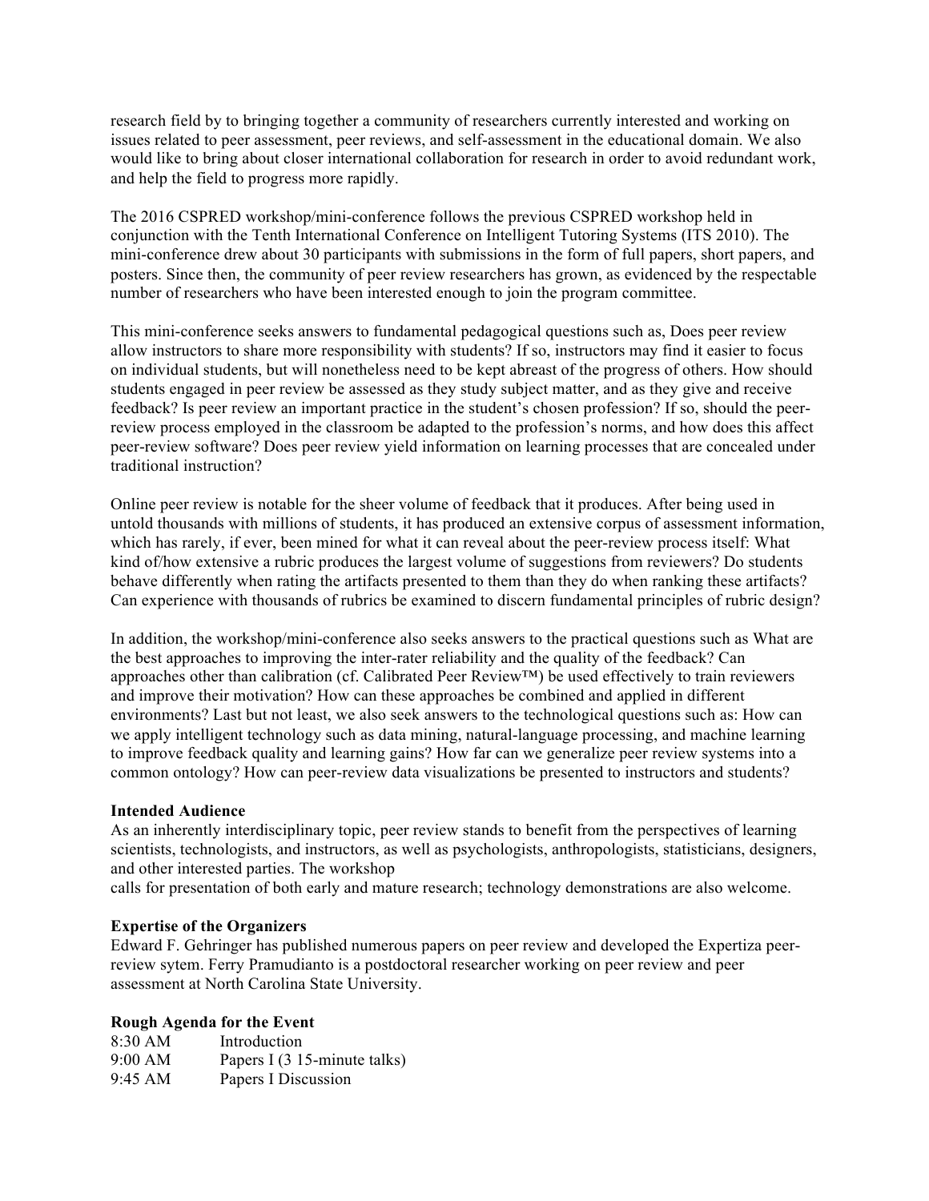research field by to bringing together a community of researchers currently interested and working on issues related to peer assessment, peer reviews, and self-assessment in the educational domain. We also would like to bring about closer international collaboration for research in order to avoid redundant work, and help the field to progress more rapidly.

The 2016 CSPRED workshop/mini-conference follows the previous CSPRED workshop held in conjunction with the Tenth International Conference on Intelligent Tutoring Systems (ITS 2010). The mini-conference drew about 30 participants with submissions in the form of full papers, short papers, and posters. Since then, the community of peer review researchers has grown, as evidenced by the respectable number of researchers who have been interested enough to join the program committee.

This mini-conference seeks answers to fundamental pedagogical questions such as, Does peer review allow instructors to share more responsibility with students? If so, instructors may find it easier to focus on individual students, but will nonetheless need to be kept abreast of the progress of others. How should students engaged in peer review be assessed as they study subject matter, and as they give and receive feedback? Is peer review an important practice in the student's chosen profession? If so, should the peer-review process employed in the classroom be adapted to the profession's norms, and how does this affect peer-review software? Does peer review yield information on learning processes that are concealed under traditional instruction?

Online peer review is notable for the sheer volume of feedback that it produces. After being used in untold thousands with millions of students, it has produced an extensive corpus of assessment information, which has rarely, if ever, been mined for what it can reveal about the peer-review process itself: What kind of/how extensive a rubric produces the largest volume of suggestions from reviewers? Do students behave differently when rating the artifacts presented to them than they do when ranking these artifacts? Can experience with thousands of rubrics be examined to discern fundamental principles of rubric design?

In addition, the workshop/mini-conference also seeks answers to the practical questions such as What are the best approaches to improving the inter-rater reliability and the quality of the feedback? Can approaches other than calibration (cf. Calibrated Peer Review™) be used effectively to train reviewers and improve their motivation? How can these approaches be combined and applied in different environments? Last but not least, we also seek answers to the technological questions such as: How can we apply intelligent technology such as data mining, natural-language processing, and machine learning to improve feedback quality and learning gains? How far can we generalize peer review systems into a common ontology? How can peer-review data visualizations be presented to instructors and students?

**Intended Audience**

As an inherently interdisciplinary topic, peer review stands to benefit from the perspectives of learning scientists, technologists, and instructors, as well as psychologists, anthropologists, statisticians, designers, and other interested parties. The workshop calls for presentation of both early and mature research; technology demonstrations are also welcome.

**Expertise of the Organizers**

Edward F. Gehringer has published numerous papers on peer review and developed the Expertiza peer-review sytem. Ferry Pramudianto is a postdoctoral researcher working on peer review and peer assessment at North Carolina State University.

**Rough Agenda for the Event**

| | |
|---|---|
| 8:30 AM | Introduction |
| 9:00 AM | Papers I (3 15-minute talks) |
| 9:45 AM | Papers I Discussion |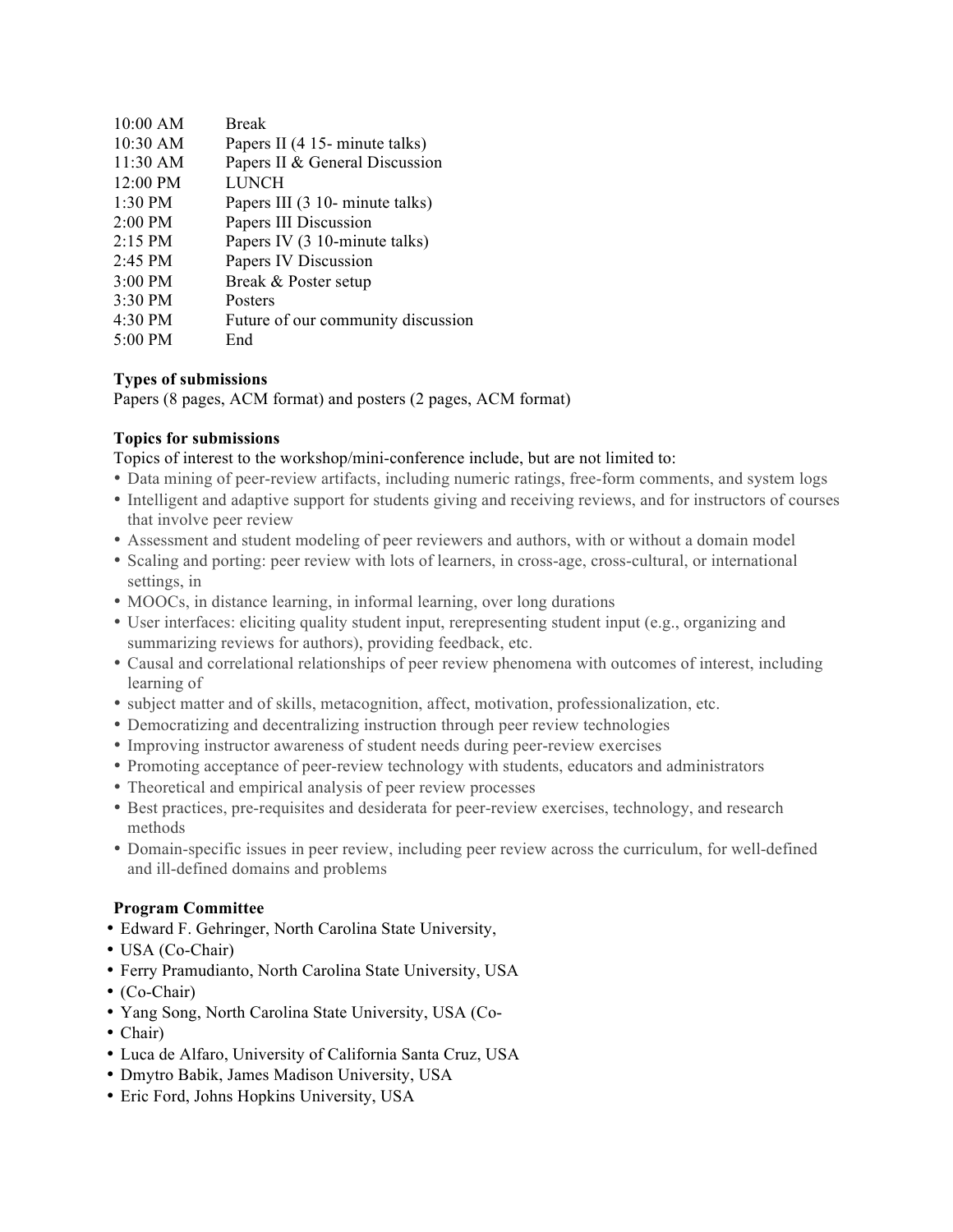| | |
|---|---|
| 10:00 AM | Break |
| 10:30 AM | Papers II (4 15- minute talks) |
| 11:30 AM | Papers II & General Discussion |
| 12:00 PM | LUNCH |
| 1:30 PM | Papers III (3 10- minute talks) |
| 2:00 PM | Papers III Discussion |
| 2:15 PM | Papers IV (3 10-minute talks) |
| 2:45 PM | Papers IV Discussion |
| 3:00 PM | Break & Poster setup |
| 3:30 PM | Posters |
| 4:30 PM | Future of our community discussion |
| 5:00 PM | End |

**Types of submissions**

Papers (8 pages, ACM format) and posters (2 pages, ACM format)

**Topics for submissions**

Topics of interest to the workshop/mini-conference include, but are not limited to:

- Data mining of peer-review artifacts, including numeric ratings, free-form comments, and system logs
- Intelligent and adaptive support for students giving and receiving reviews, and for instructors of courses that involve peer review
- Assessment and student modeling of peer reviewers and authors, with or without a domain model
- Scaling and porting: peer review with lots of learners, in cross-age, cross-cultural, or international settings, in
- MOOCs, in distance learning, in informal learning, over long durations
- User interfaces: eliciting quality student input, rerepresenting student input (e.g., organizing and summarizing reviews for authors), providing feedback, etc.
- Causal and correlational relationships of peer review phenomena with outcomes of interest, including learning of
- subject matter and of skills, metacognition, affect, motivation, professionalization, etc.
- Democratizing and decentralizing instruction through peer review technologies
- Improving instructor awareness of student needs during peer-review exercises
- Promoting acceptance of peer-review technology with students, educators and administrators
- Theoretical and empirical analysis of peer review processes
- Best practices, pre-requisites and desiderata for peer-review exercises, technology, and research methods
- Domain-specific issues in peer review, including peer review across the curriculum, for well-defined and ill-defined domains and problems

**Program Committee**

- Edward F. Gehringer, North Carolina State University,
- USA (Co-Chair)
- Ferry Pramudianto, North Carolina State University, USA
- (Co-Chair)
- Yang Song, North Carolina State University, USA (Co-
- Chair)
- Luca de Alfaro, University of California Santa Cruz, USA
- Dmytro Babik, James Madison University, USA
- Eric Ford, Johns Hopkins University, USA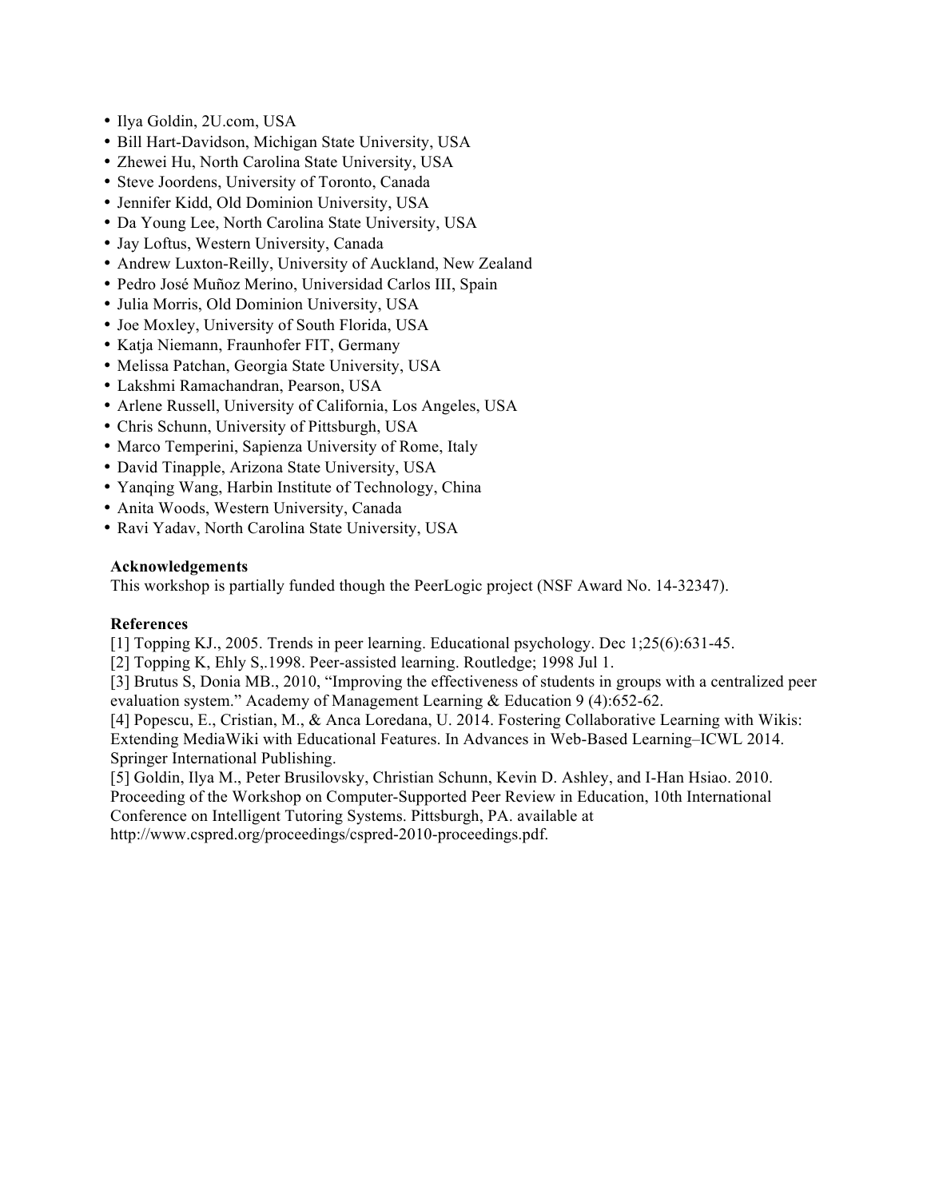- Ilya Goldin, 2U.com, USA
- Bill Hart-Davidson, Michigan State University, USA
- Zhewei Hu, North Carolina State University, USA
- Steve Joordens, University of Toronto, Canada
- Jennifer Kidd, Old Dominion University, USA
- Da Young Lee, North Carolina State University, USA
- Jay Loftus, Western University, Canada
- Andrew Luxton-Reilly, University of Auckland, New Zealand
- Pedro José Muñoz Merino, Universidad Carlos III, Spain
- Julia Morris, Old Dominion University, USA
- Joe Moxley, University of South Florida, USA
- Katja Niemann, Fraunhofer FIT, Germany
- Melissa Patchan, Georgia State University, USA
- Lakshmi Ramachandran, Pearson, USA
- Arlene Russell, University of California, Los Angeles, USA
- Chris Schunn, University of Pittsburgh, USA
- Marco Temperini, Sapienza University of Rome, Italy
- David Tinapple, Arizona State University, USA
- Yanqing Wang, Harbin Institute of Technology, China
- Anita Woods, Western University, Canada
- Ravi Yadav, North Carolina State University, USA

**Acknowledgements**

This workshop is partially funded though the PeerLogic project (NSF Award No. 14-32347).

**References**

[1] Topping KJ., 2005. Trends in peer learning. Educational psychology. Dec 1;25(6):631-45.

[2] Topping K, Ehly S,.1998. Peer-assisted learning. Routledge; 1998 Jul 1.

[3] Brutus S, Donia MB., 2010, "Improving the effectiveness of students in groups with a centralized peer evaluation system." Academy of Management Learning & Education 9 (4):652-62.

[4] Popescu, E., Cristian, M., & Anca Loredana, U. 2014. Fostering Collaborative Learning with Wikis: Extending MediaWiki with Educational Features. In Advances in Web-Based Learning–ICWL 2014. Springer International Publishing.

[5] Goldin, Ilya M., Peter Brusilovsky, Christian Schunn, Kevin D. Ashley, and I-Han Hsiao. 2010. Proceeding of the Workshop on Computer-Supported Peer Review in Education, 10th International Conference on Intelligent Tutoring Systems. Pittsburgh, PA. available at http://www.cspred.org/proceedings/cspred-2010-proceedings.pdf.